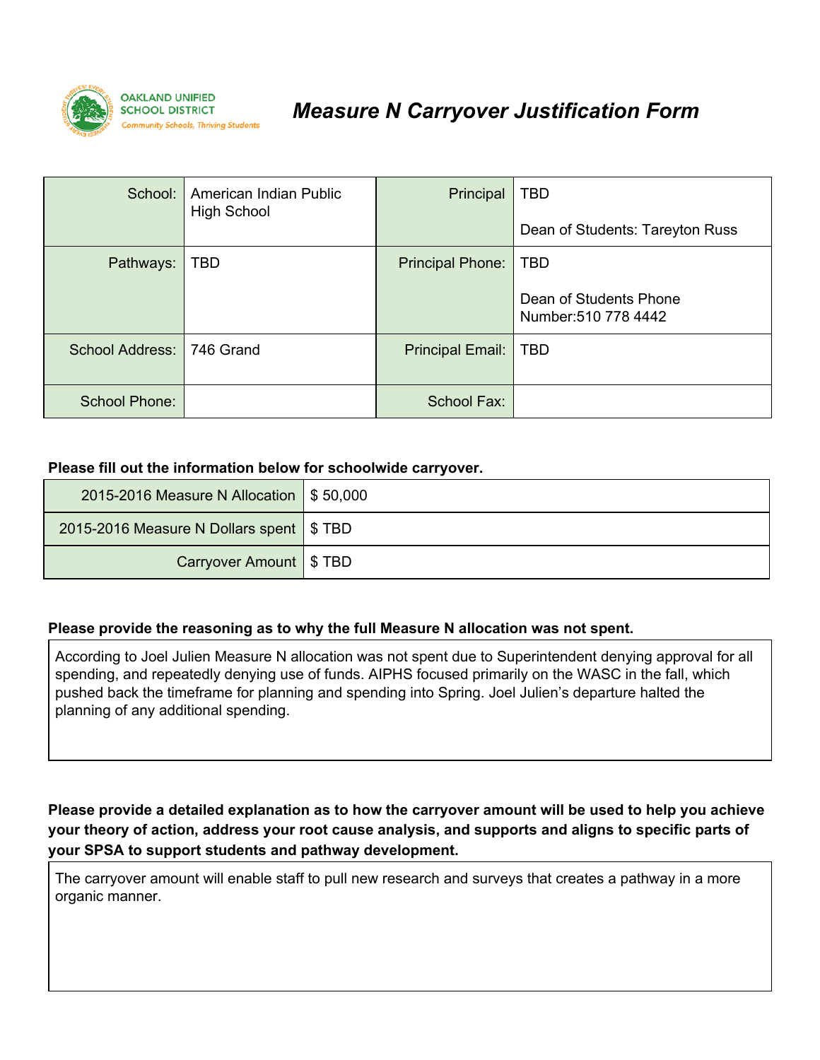OAKLAND UNIFIED SCHOOL DISTRICT
*Community Schools, Thriving Students*

# *Measure N Carryover Justification Form*

| School: | American Indian Public High School | Principal | TBD<br><br>Dean of Students: Tareyton Russ |
|---|---|---|---|
| Pathways: | TBD | Principal Phone: | TBD<br><br>Dean of Students Phone Number:510 778 4442 |
| School Address: | 746 Grand | Principal Email: | TBD |
| School Phone: | | School Fax: | |

**Please fill out the information below for schoolwide carryover.**

| 2015-2016 Measure N Allocation | $ 50,000 |
|---|---|
| 2015-2016 Measure N Dollars spent | $ TBD |
| Carryover Amount | $ TBD |

**Please provide the reasoning as to why the full Measure N allocation was not spent.**

According to Joel Julien Measure N allocation was not spent due to Superintendent denying approval for all spending, and repeatedly denying use of funds. AIPHS focused primarily on the WASC in the fall, which pushed back the timeframe for planning and spending into Spring. Joel Julien's departure halted the planning of any additional spending.

**Please provide a detailed explanation as to how the carryover amount will be used to help you achieve your theory of action, address your root cause analysis, and supports and aligns to specific parts of your SPSA to support students and pathway development.**

The carryover amount will enable staff to pull new research and surveys that creates a pathway in a more organic manner.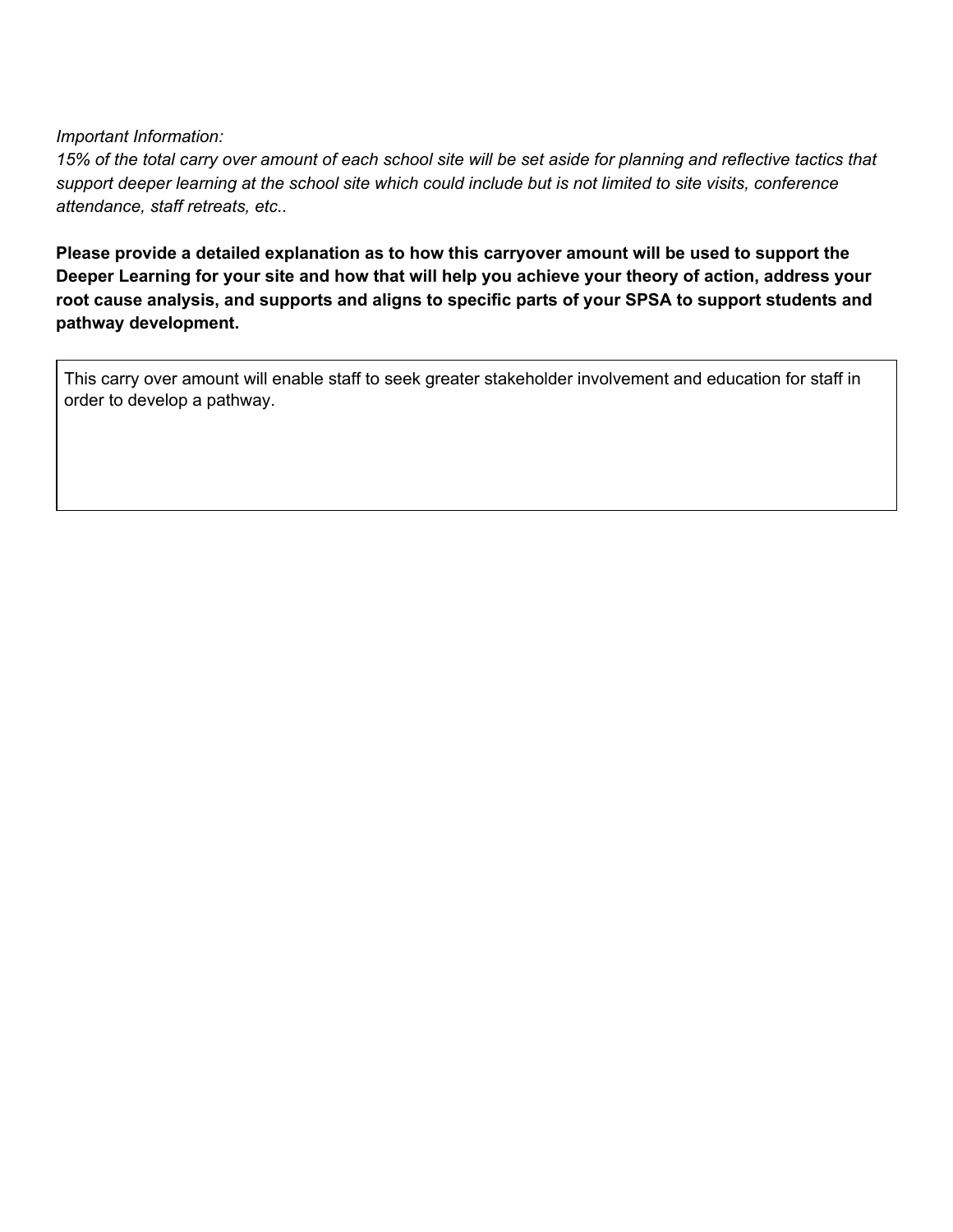*Important Information:*
*15% of the total carry over amount of each school site will be set aside for planning and reflective tactics that support deeper learning at the school site which could include but is not limited to site visits, conference attendance, staff retreats, etc..*

**Please provide a detailed explanation as to how this carryover amount will be used to support the Deeper Learning for your site and how that will help you achieve your theory of action, address your root cause analysis, and supports and aligns to specific parts of your SPSA to support students and pathway development.**

| |
|---|
| This carry over amount will enable staff to seek greater stakeholder involvement and education for staff in order to develop a pathway. |